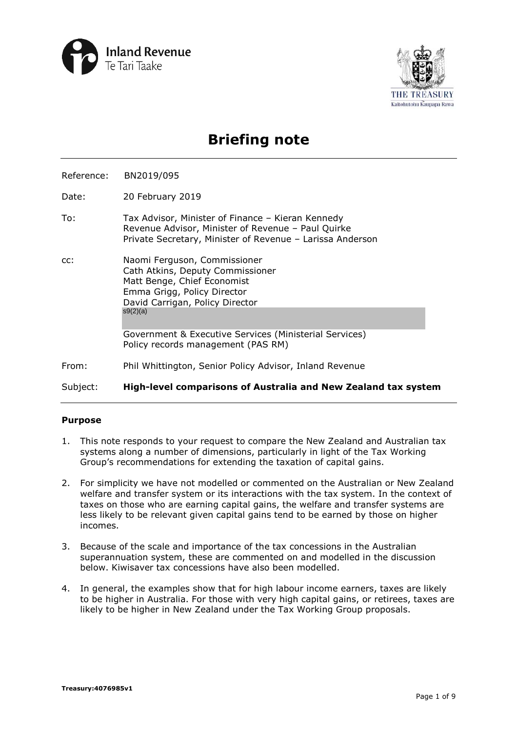Inland Revenue
Te Tari Taake

THE TREASURY
Kaitohutohu Kaupapa Rawa

# Briefing note

| | |
|---|---|
| Reference: | BN2019/095 |
| Date: | 20 February 2019 |
| To: | Tax Advisor, Minister of Finance – Kieran Kennedy<br>Revenue Advisor, Minister of Revenue – Paul Quirke<br>Private Secretary, Minister of Revenue – Larissa Anderson |
| cc: | Naomi Ferguson, Commissioner<br>Cath Atkins, Deputy Commissioner<br>Matt Benge, Chief Economist<br>Emma Grigg, Policy Director<br>David Carrigan, Policy Director<br>s9(2)(a)<br>Government & Executive Services (Ministerial Services)<br>Policy records management (PAS RM) |
| From: | Phil Whittington, Senior Policy Advisor, Inland Revenue |
| Subject: | **High-level comparisons of Australia and New Zealand tax system** |

**Purpose**

1. This note responds to your request to compare the New Zealand and Australian tax systems along a number of dimensions, particularly in light of the Tax Working Group's recommendations for extending the taxation of capital gains.

2. For simplicity we have not modelled or commented on the Australian or New Zealand welfare and transfer system or its interactions with the tax system. In the context of taxes on those who are earning capital gains, the welfare and transfer systems are less likely to be relevant given capital gains tend to be earned by those on higher incomes.

3. Because of the scale and importance of the tax concessions in the Australian superannuation system, these are commented on and modelled in the discussion below. Kiwisaver tax concessions have also been modelled.

4. In general, the examples show that for high labour income earners, taxes are likely to be higher in Australia. For those with very high capital gains, or retirees, taxes are likely to be higher in New Zealand under the Tax Working Group proposals.

Treasury:4076985v1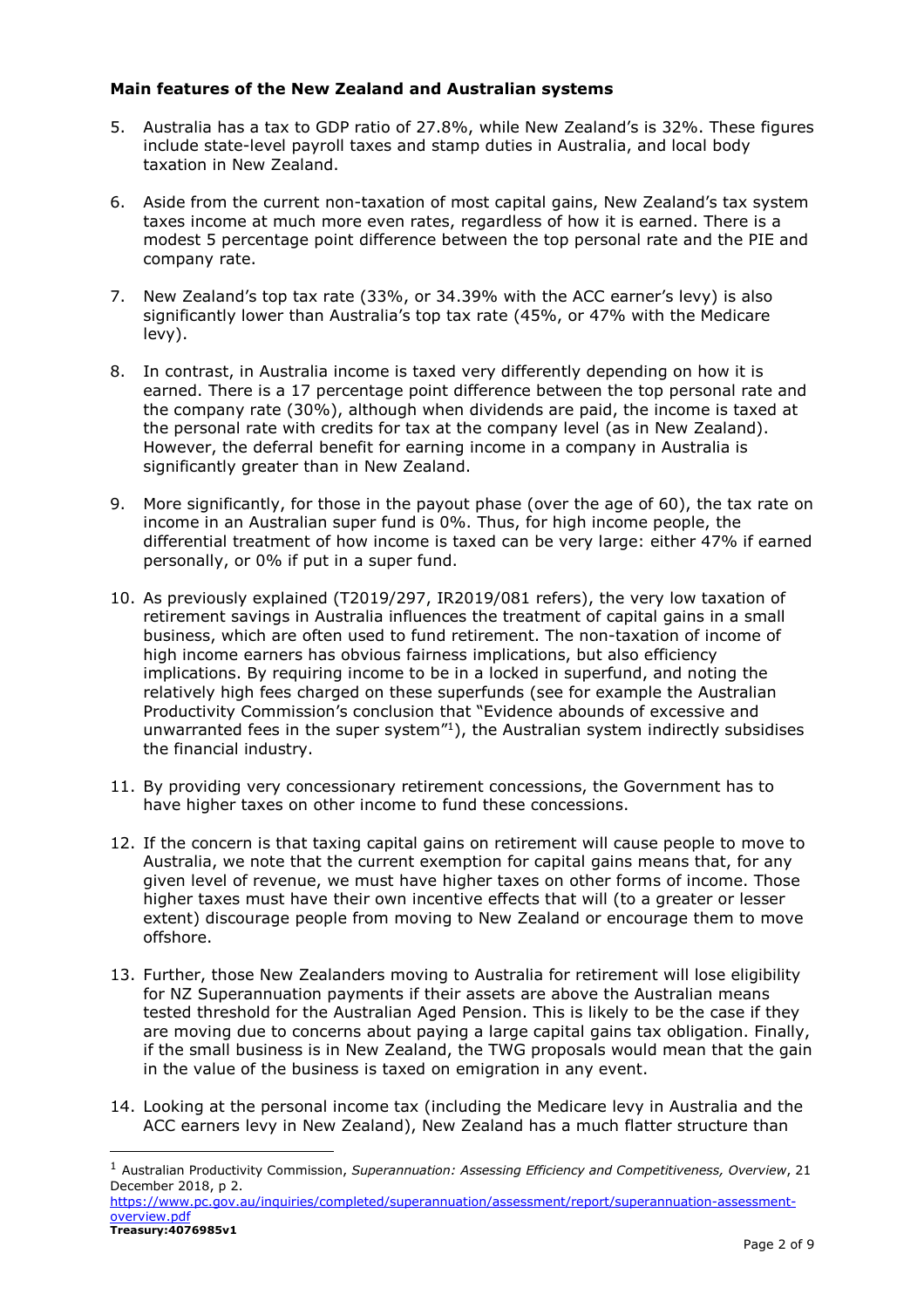**Main features of the New Zealand and Australian systems**

5. Australia has a tax to GDP ratio of 27.8%, while New Zealand's is 32%. These figures include state-level payroll taxes and stamp duties in Australia, and local body taxation in New Zealand.

6. Aside from the current non-taxation of most capital gains, New Zealand's tax system taxes income at much more even rates, regardless of how it is earned. There is a modest 5 percentage point difference between the top personal rate and the PIE and company rate.

7. New Zealand's top tax rate (33%, or 34.39% with the ACC earner's levy) is also significantly lower than Australia's top tax rate (45%, or 47% with the Medicare levy).

8. In contrast, in Australia income is taxed very differently depending on how it is earned. There is a 17 percentage point difference between the top personal rate and the company rate (30%), although when dividends are paid, the income is taxed at the personal rate with credits for tax at the company level (as in New Zealand). However, the deferral benefit for earning income in a company in Australia is significantly greater than in New Zealand.

9. More significantly, for those in the payout phase (over the age of 60), the tax rate on income in an Australian super fund is 0%. Thus, for high income people, the differential treatment of how income is taxed can be very large: either 47% if earned personally, or 0% if put in a super fund.

10. As previously explained (T2019/297, IR2019/081 refers), the very low taxation of retirement savings in Australia influences the treatment of capital gains in a small business, which are often used to fund retirement. The non-taxation of income of high income earners has obvious fairness implications, but also efficiency implications. By requiring income to be in a locked in superfund, and noting the relatively high fees charged on these superfunds (see for example the Australian Productivity Commission's conclusion that "Evidence abounds of excessive and unwarranted fees in the super system"[1]), the Australian system indirectly subsidises the financial industry.

11. By providing very concessionary retirement concessions, the Government has to have higher taxes on other income to fund these concessions.

12. If the concern is that taxing capital gains on retirement will cause people to move to Australia, we note that the current exemption for capital gains means that, for any given level of revenue, we must have higher taxes on other forms of income. Those higher taxes must have their own incentive effects that will (to a greater or lesser extent) discourage people from moving to New Zealand or encourage them to move offshore.

13. Further, those New Zealanders moving to Australia for retirement will lose eligibility for NZ Superannuation payments if their assets are above the Australian means tested threshold for the Australian Aged Pension. This is likely to be the case if they are moving due to concerns about paying a large capital gains tax obligation. Finally, if the small business is in New Zealand, the TWG proposals would mean that the gain in the value of the business is taxed on emigration in any event.

14. Looking at the personal income tax (including the Medicare levy in Australia and the ACC earners levy in New Zealand), New Zealand has a much flatter structure than

---

[1] Australian Productivity Commission, *Superannuation: Assessing Efficiency and Competitiveness, Overview*, 21 December 2018, p 2. https://www.pc.gov.au/inquiries/completed/superannuation/assessment/report/superannuation-assessment-overview.pdf

**Treasury:4076985v1**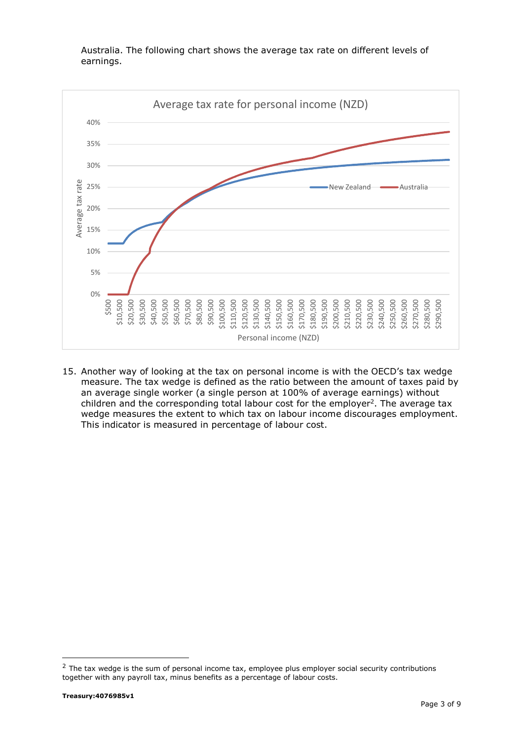Australia. The following chart shows the average tax rate on different levels of earnings.

Average tax rate for personal income (NZD)

40%
35%
30%
25%
20%
15%
10%
5%
0%

Average tax rate

New Zealand
Australia

$500
$10,500
$20,500
$30,500
$40,500
$50,500
$60,500
$70,500
$80,500
$90,500
$100,500
$110,500
$120,500
$130,500
$140,500
$150,500
$160,500
$170,500
$180,500
$190,500
$200,500
$210,500
$220,500
$230,500
$240,500
$250,500
$260,500
$270,500
$280,500
$290,500

Personal income (NZD)

15. Another way of looking at the tax on personal income is with the OECD's tax wedge measure. The tax wedge is defined as the ratio between the amount of taxes paid by an average single worker (a single person at 100% of average earnings) without children and the corresponding total labour cost for the employer[2]. The average tax wedge measures the extent to which tax on labour income discourages employment. This indicator is measured in percentage of labour cost.

[2] The tax wedge is the sum of personal income tax, employee plus employer social security contributions together with any payroll tax, minus benefits as a percentage of labour costs.

**Treasury:4076985v1**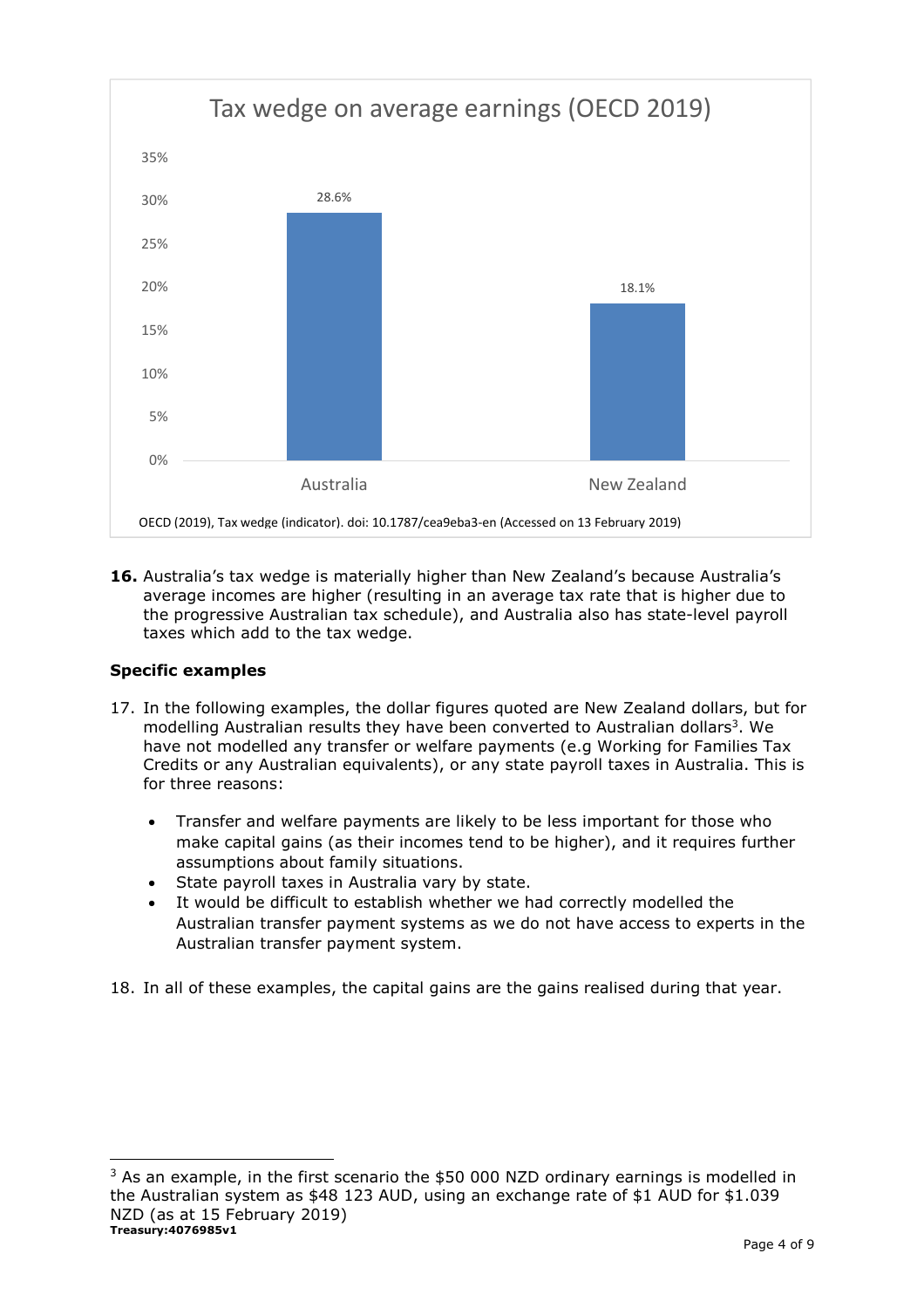Tax wedge on average earnings (OECD 2019)

35%
30%
25%
20%
15%
10%
5%
0%

28.6%
18.1%

Australia
New Zealand

OECD (2019), Tax wedge (indicator). doi: 10.1787/cea9eba3-en (Accessed on 13 February 2019)

**16.** Australia's tax wedge is materially higher than New Zealand's because Australia's average incomes are higher (resulting in an average tax rate that is higher due to the progressive Australian tax schedule), and Australia also has state-level payroll taxes which add to the tax wedge.

**Specific examples**

17. In the following examples, the dollar figures quoted are New Zealand dollars, but for modelling Australian results they have been converted to Australian dollars[3]. We have not modelled any transfer or welfare payments (e.g Working for Families Tax Credits or any Australian equivalents), or any state payroll taxes in Australia. This is for three reasons:

- Transfer and welfare payments are likely to be less important for those who make capital gains (as their incomes tend to be higher), and it requires further assumptions about family situations.
- State payroll taxes in Australia vary by state.
- It would be difficult to establish whether we had correctly modelled the Australian transfer payment systems as we do not have access to experts in the Australian transfer payment system.

18. In all of these examples, the capital gains are the gains realised during that year.

[3] As an example, in the first scenario the $50 000 NZD ordinary earnings is modelled in the Australian system as $48 123 AUD, using an exchange rate of $1 AUD for $1.039 NZD (as at 15 February 2019)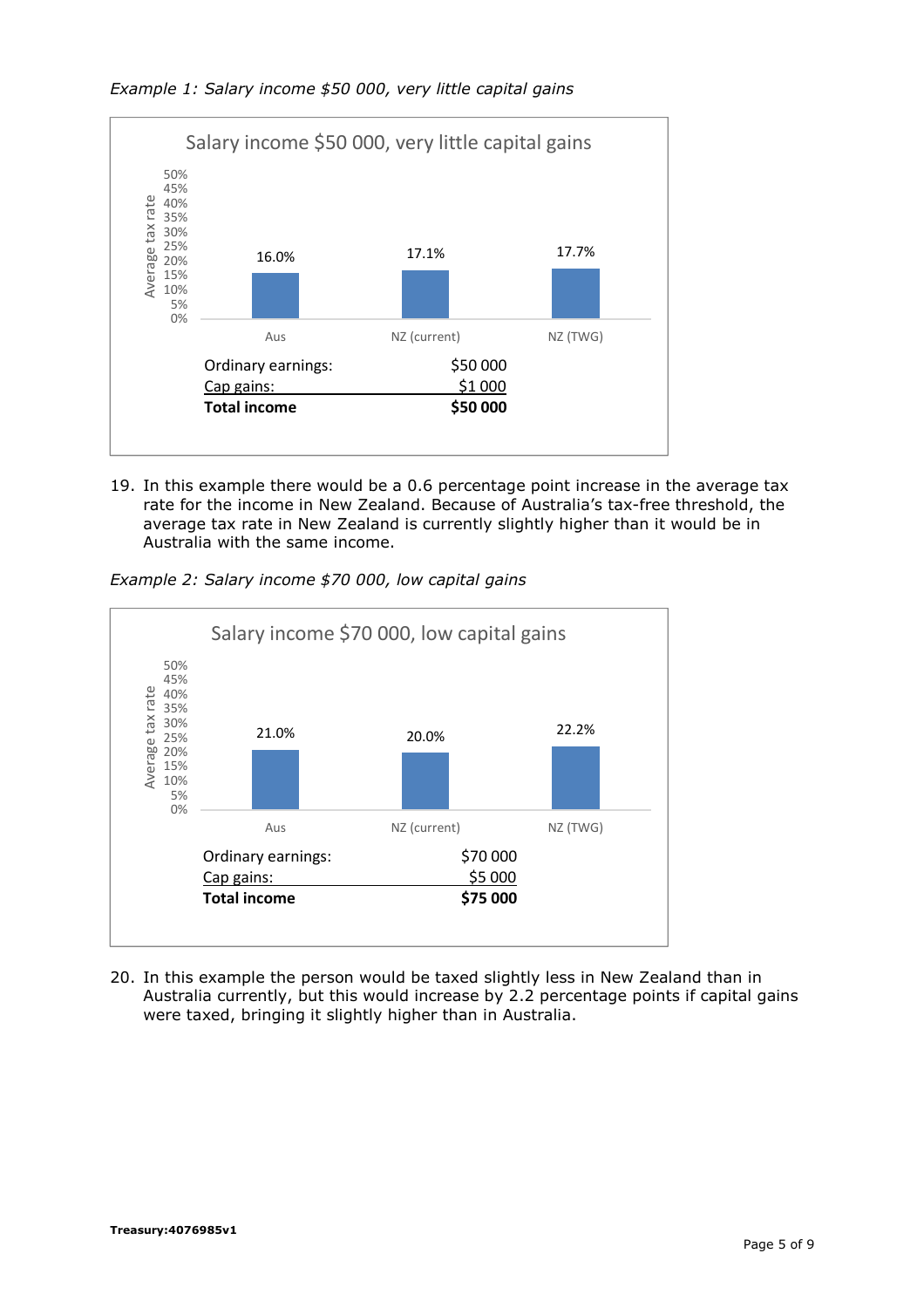*Example 1: Salary income $50 000, very little capital gains*

Salary income $50 000, very little capital gains

Average tax rate

50%
45%
40%
35%
30%
25%
20%
15%
10%
5%
0%

16.0%
17.1%
17.7%

Aus
NZ (current)
NZ (TWG)

Ordinary earnings: $50 000
Cap gains: $1 000
**Total income** **$50 000**

19. In this example there would be a 0.6 percentage point increase in the average tax rate for the income in New Zealand. Because of Australia's tax-free threshold, the average tax rate in New Zealand is currently slightly higher than it would be in Australia with the same income.

*Example 2: Salary income $70 000, low capital gains*

Salary income $70 000, low capital gains

Average tax rate

50%
45%
40%
35%
30%
25%
20%
15%
10%
5%
0%

21.0%
20.0%
22.2%

Aus
NZ (current)
NZ (TWG)

Ordinary earnings: $70 000
Cap gains: $5 000
**Total income** **$75 000**

20. In this example the person would be taxed slightly less in New Zealand than in Australia currently, but this would increase by 2.2 percentage points if capital gains were taxed, bringing it slightly higher than in Australia.

**Treasury:4076985v1**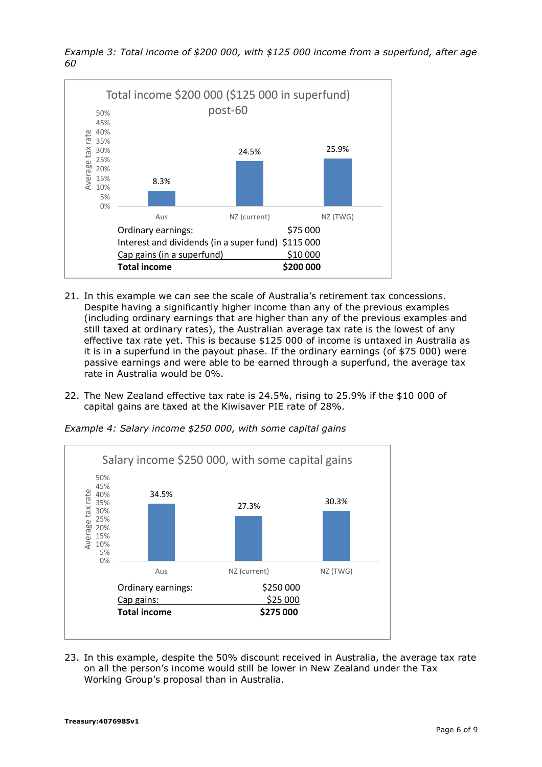*Example 3: Total income of $200 000, with $125 000 income from a superfund, after age 60*

Total income $200 000 ($125 000 in superfund) post-60

Average tax rate

50%
45%
40%
35%
30%
25%
20%
15%
10%
5%
0%

8.3%
24.5%
25.9%

Aus
NZ (current)
NZ (TWG)

Ordinary earnings: $75 000
Interest and dividends (in a super fund) $115 000
Cap gains (in a superfund) $10 000
**Total income** **$200 000**

21. In this example we can see the scale of Australia's retirement tax concessions. Despite having a significantly higher income than any of the previous examples (including ordinary earnings that are higher than any of the previous examples and still taxed at ordinary rates), the Australian average tax rate is the lowest of any effective tax rate yet. This is because $125 000 of income is untaxed in Australia as it is in a superfund in the payout phase. If the ordinary earnings (of $75 000) were passive earnings and were able to be earned through a superfund, the average tax rate in Australia would be 0%.

22. The New Zealand effective tax rate is 24.5%, rising to 25.9% if the $10 000 of capital gains are taxed at the Kiwisaver PIE rate of 28%.

*Example 4: Salary income $250 000, with some capital gains*

Salary income $250 000, with some capital gains

Average tax rate

50%
45%
40%
35%
30%
25%
20%
15%
10%
5%
0%

34.5%
27.3%
30.3%

Aus
NZ (current)
NZ (TWG)

Ordinary earnings: $250 000
Cap gains: $25 000
**Total income** **$275 000**

23. In this example, despite the 50% discount received in Australia, the average tax rate on all the person's income would still be lower in New Zealand under the Tax Working Group's proposal than in Australia.

**Treasury:4076985v1**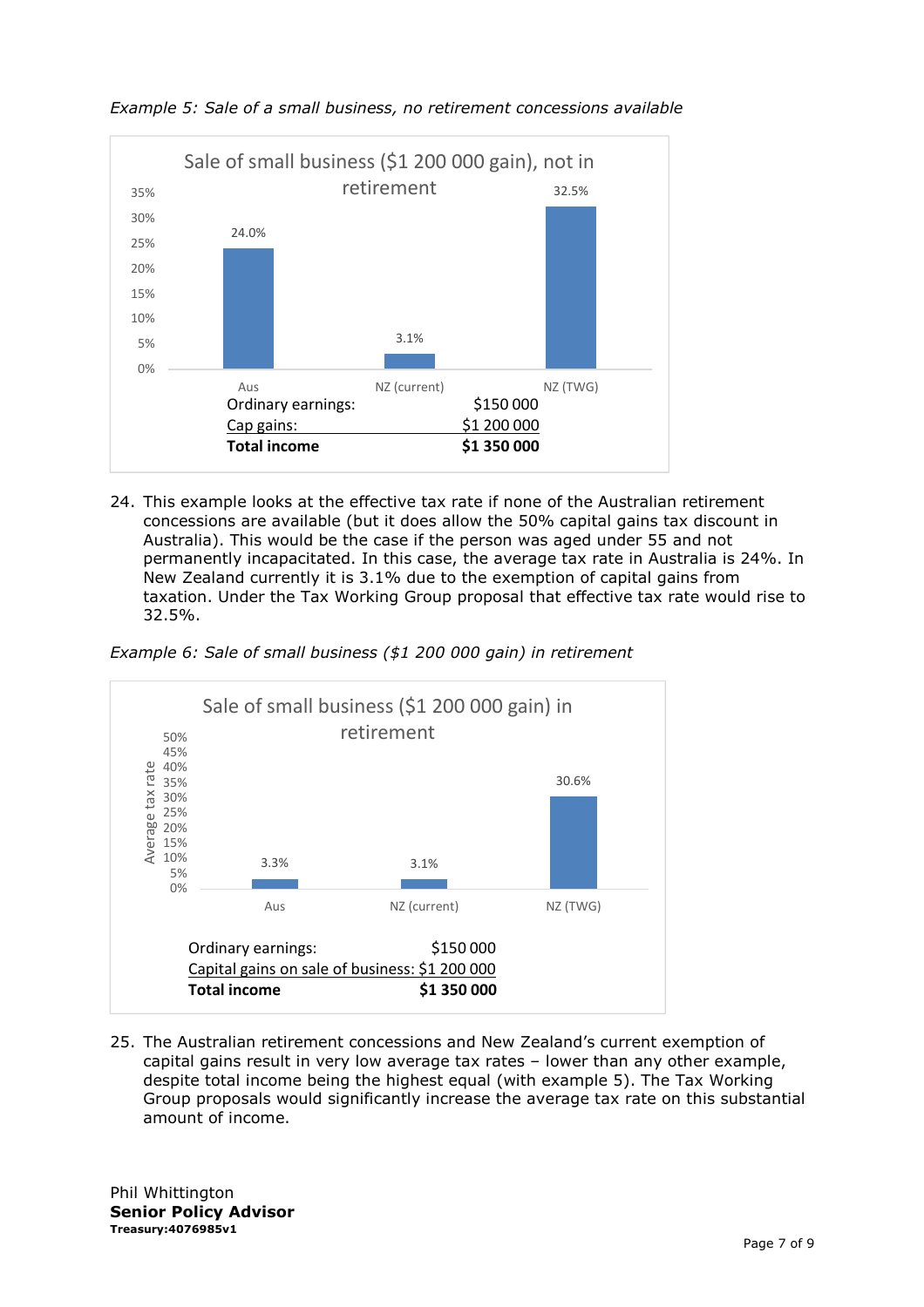*Example 5: Sale of a small business, no retirement concessions available*

Sale of small business ($1 200 000 gain), not in retirement

35%
30%
25%
20%
15%
10%
5%
0%

24.0%
3.1%
32.5%

Aus
NZ (current)
NZ (TWG)

Ordinary earnings: $150 000
Cap gains: $1 200 000
**Total income** **$1 350 000**

24. This example looks at the effective tax rate if none of the Australian retirement concessions are available (but it does allow the 50% capital gains tax discount in Australia). This would be the case if the person was aged under 55 and not permanently incapacitated. In this case, the average tax rate in Australia is 24%. In New Zealand currently it is 3.1% due to the exemption of capital gains from taxation. Under the Tax Working Group proposal that effective tax rate would rise to 32.5%.

*Example 6: Sale of small business ($1 200 000 gain) in retirement*

Sale of small business ($1 200 000 gain) in retirement

Average tax rate

50%
45%
40%
35%
30%
25%
20%
15%
10%
5%
0%

3.3%
3.1%
30.6%

Aus
NZ (current)
NZ (TWG)

Ordinary earnings: $150 000
Capital gains on sale of business: $1 200 000
**Total income** **$1 350 000**

25. The Australian retirement concessions and New Zealand's current exemption of capital gains result in very low average tax rates – lower than any other example, despite total income being the highest equal (with example 5). The Tax Working Group proposals would significantly increase the average tax rate on this substantial amount of income.

Phil Whittington
**Senior Policy Advisor**
**Treasury:4076985v1**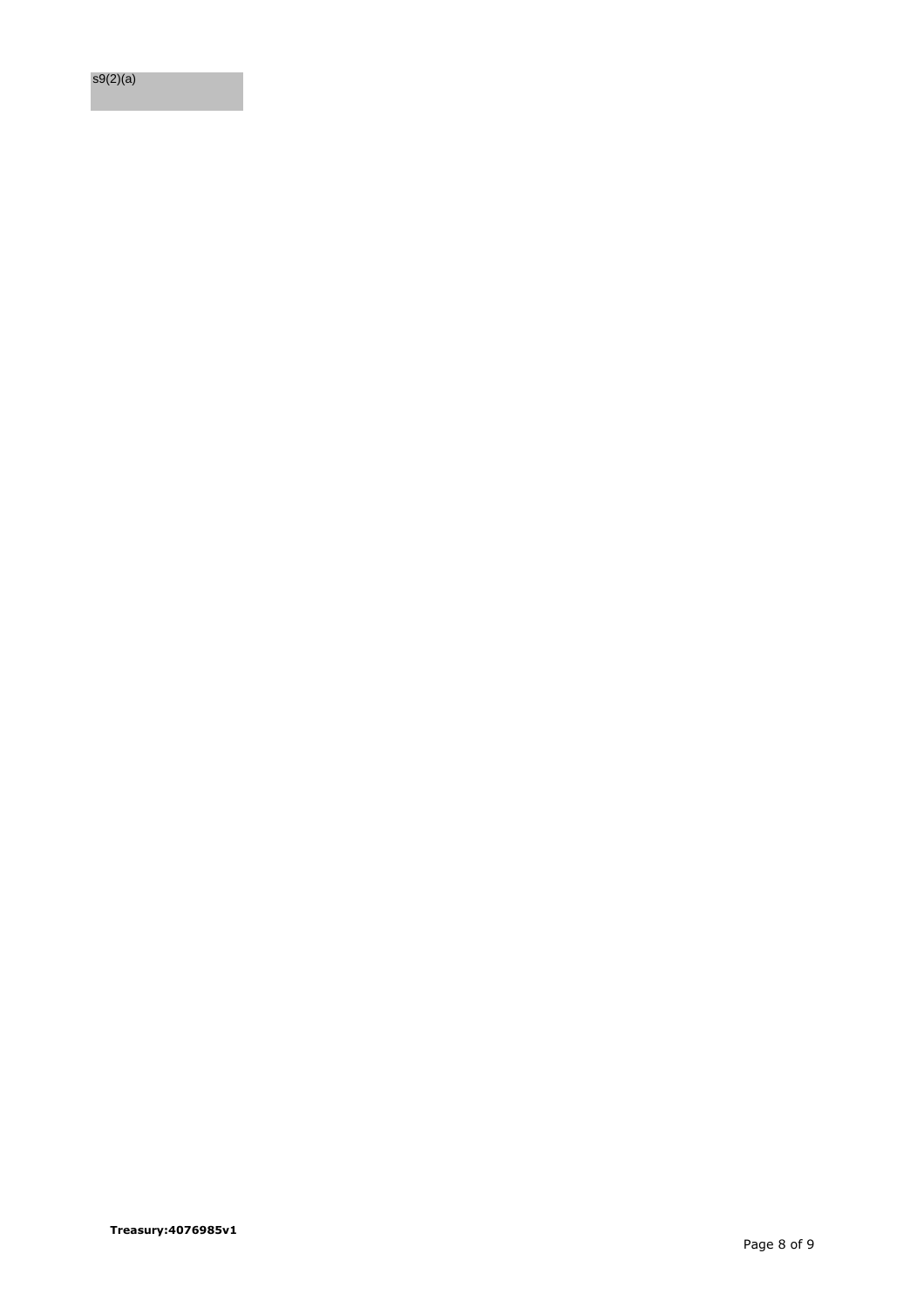s9(2)(a)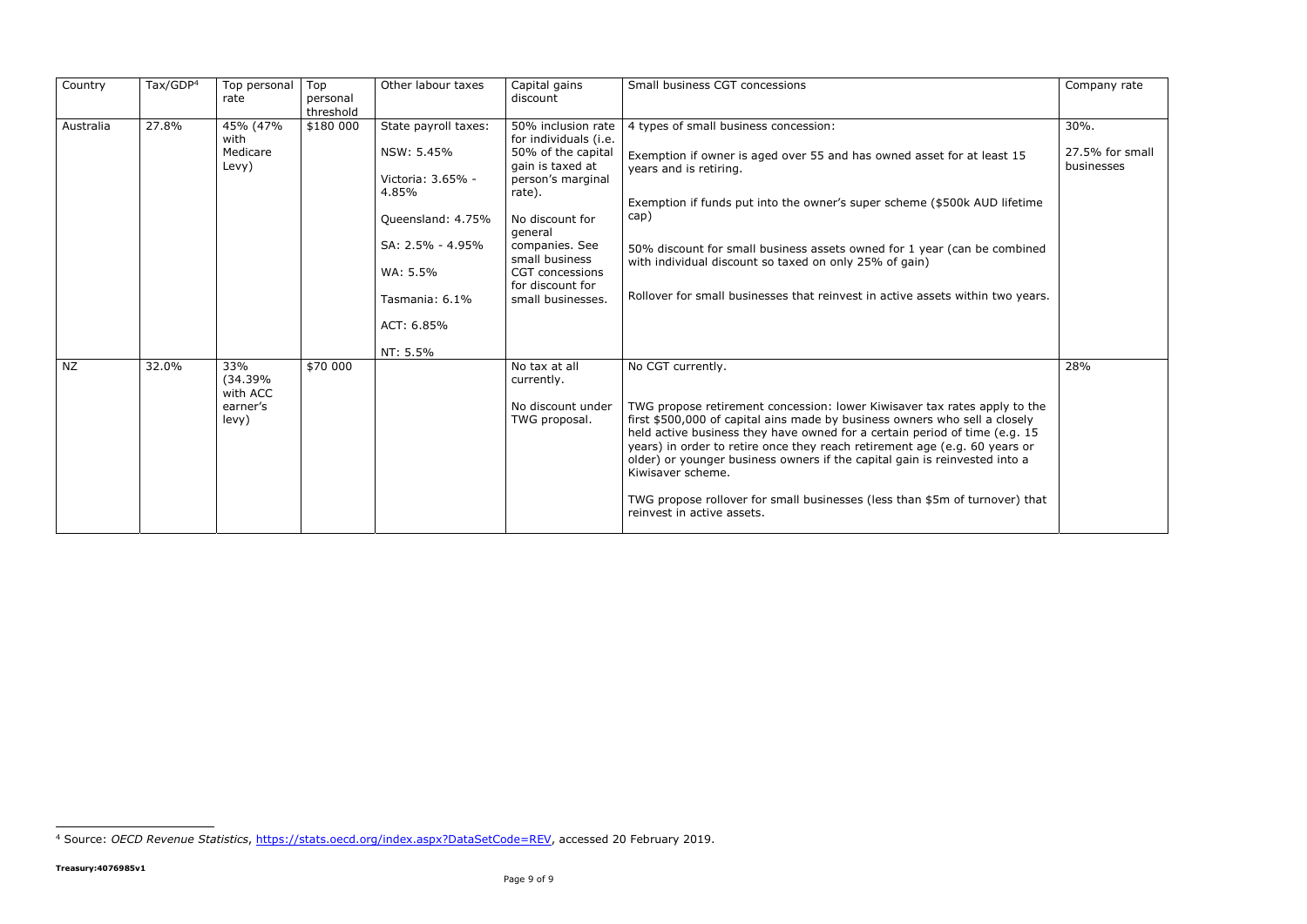| Country | Tax/GDP[4] | Top personal rate | Top personal threshold | Other labour taxes | Capital gains discount | Small business CGT concessions | Company rate |
|---|---|---|---|---|---|---|---|
| Australia | 27.8% | 45% (47% with Medicare Levy) | $180 000 | State payroll taxes:<br><br>NSW: 5.45%<br><br>Victoria: 3.65% - 4.85%<br><br>Queensland: 4.75%<br><br>SA: 2.5% - 4.95%<br><br>WA: 5.5%<br><br>Tasmania: 6.1%<br><br>ACT: 6.85%<br><br>NT: 5.5% | 50% inclusion rate for individuals (i.e. 50% of the capital gain is taxed at person's marginal rate).<br><br>No discount for general companies. See small business CGT concessions for discount for small businesses. | 4 types of small business concession:<br><br>Exemption if owner is aged over 55 and has owned asset for at least 15 years and is retiring.<br><br>Exemption if funds put into the owner's super scheme ($500k AUD lifetime cap)<br><br>50% discount for small business assets owned for 1 year (can be combined with individual discount so taxed on only 25% of gain)<br><br>Rollover for small businesses that reinvest in active assets within two years. | 30%.<br><br>27.5% for small businesses |
| NZ | 32.0% | 33% (34.39% with ACC earner's levy) | $70 000 | | No tax at all currently.<br><br>No discount under TWG proposal. | No CGT currently.<br><br>TWG propose retirement concession: lower Kiwisaver tax rates apply to the first $500,000 of capital ains made by business owners who sell a closely held active business they have owned for a certain period of time (e.g. 15 years) in order to retire once they reach retirement age (e.g. 60 years or older) or younger business owners if the capital gain is reinvested into a Kiwisaver scheme.<br><br>TWG propose rollover for small businesses (less than $5m of turnover) that reinvest in active assets. | 28% |

[4] Source: *OECD Revenue Statistics*, https://stats.oecd.org/index.aspx?DataSetCode=REV, accessed 20 February 2019.